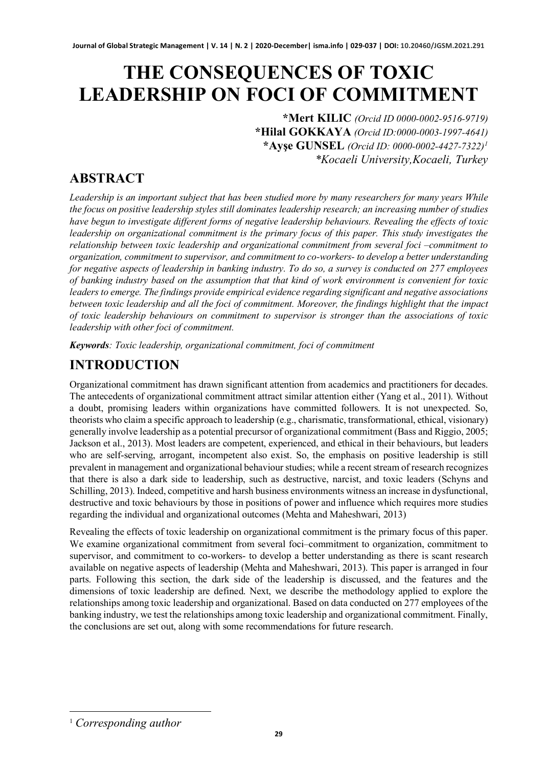# THE CONSEQUENCES OF TOXIC LEADERSHIP ON FOCI OF COMMITMENT

**\*Mert KILIC** *(Orcid ID 0000-0002-9516-9719)*
**\*Hilal GOKKAYA** *(Orcid ID:0000-0003-1997-4641)*
**\*Ayşe GUNSEL** *(Orcid ID: 0000-0002-4427-7322)*[1]
*\*Kocaeli University,Kocaeli, Turkey*

## ABSTRACT

*Leadership is an important subject that has been studied more by many researchers for many years While the focus on positive leadership styles still dominates leadership research; an increasing number of studies have begun to investigate different forms of negative leadership behaviours. Revealing the effects of toxic leadership on organizational commitment is the primary focus of this paper. This study investigates the relationship between toxic leadership and organizational commitment from several foci –commitment to organization, commitment to supervisor, and commitment to co-workers- to develop a better understanding for negative aspects of leadership in banking industry. To do so, a survey is conducted on 277 employees of banking industry based on the assumption that that kind of work environment is convenient for toxic leaders to emerge. The findings provide empirical evidence regarding significant and negative associations between toxic leadership and all the foci of commitment. Moreover, the findings highlight that the impact of toxic leadership behaviours on commitment to supervisor is stronger than the associations of toxic leadership with other foci of commitment.*

***Keywords**: Toxic leadership, organizational commitment, foci of commitment*

## INTRODUCTION

Organizational commitment has drawn significant attention from academics and practitioners for decades. The antecedents of organizational commitment attract similar attention either (Yang et al., 2011). Without a doubt, promising leaders within organizations have committed followers. It is not unexpected. So, theorists who claim a specific approach to leadership (e.g., charismatic, transformational, ethical, visionary) generally involve leadership as a potential precursor of organizational commitment (Bass and Riggio, 2005; Jackson et al., 2013). Most leaders are competent, experienced, and ethical in their behaviours, but leaders who are self-serving, arrogant, incompetent also exist. So, the emphasis on positive leadership is still prevalent in management and organizational behaviour studies; while a recent stream of research recognizes that there is also a dark side to leadership, such as destructive, narcist, and toxic leaders (Schyns and Schilling, 2013). Indeed, competitive and harsh business environments witness an increase in dysfunctional, destructive and toxic behaviours by those in positions of power and influence which requires more studies regarding the individual and organizational outcomes (Mehta and Maheshwari, 2013)

Revealing the effects of toxic leadership on organizational commitment is the primary focus of this paper. We examine organizational commitment from several foci–commitment to organization, commitment to supervisor, and commitment to co-workers- to develop a better understanding as there is scant research available on negative aspects of leadership (Mehta and Maheshwari, 2013). This paper is arranged in four parts. Following this section, the dark side of the leadership is discussed, and the features and the dimensions of toxic leadership are defined. Next, we describe the methodology applied to explore the relationships among toxic leadership and organizational. Based on data conducted on 277 employees of the banking industry, we test the relationships among toxic leadership and organizational commitment. Finally, the conclusions are set out, along with some recommendations for future research.

[1] *Corresponding author*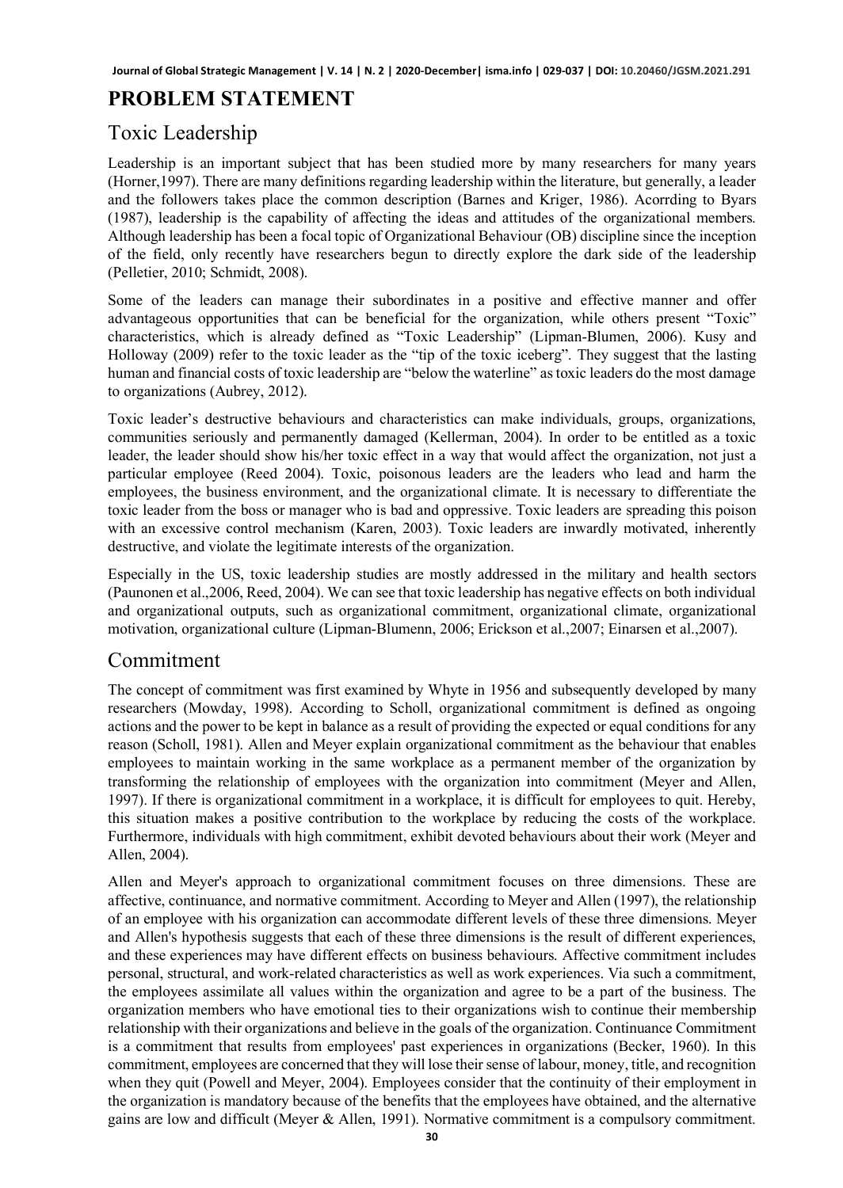# PROBLEM STATEMENT

## Toxic Leadership

Leadership is an important subject that has been studied more by many researchers for many years (Horner,1997). There are many definitions regarding leadership within the literature, but generally, a leader and the followers takes place the common description (Barnes and Kriger, 1986). Acorrding to Byars (1987), leadership is the capability of affecting the ideas and attitudes of the organizational members. Although leadership has been a focal topic of Organizational Behaviour (OB) discipline since the inception of the field, only recently have researchers begun to directly explore the dark side of the leadership (Pelletier, 2010; Schmidt, 2008).

Some of the leaders can manage their subordinates in a positive and effective manner and offer advantageous opportunities that can be beneficial for the organization, while others present "Toxic" characteristics, which is already defined as "Toxic Leadership" (Lipman-Blumen, 2006). Kusy and Holloway (2009) refer to the toxic leader as the "tip of the toxic iceberg". They suggest that the lasting human and financial costs of toxic leadership are "below the waterline" as toxic leaders do the most damage to organizations (Aubrey, 2012).

Toxic leader's destructive behaviours and characteristics can make individuals, groups, organizations, communities seriously and permanently damaged (Kellerman, 2004). In order to be entitled as a toxic leader, the leader should show his/her toxic effect in a way that would affect the organization, not just a particular employee (Reed 2004). Toxic, poisonous leaders are the leaders who lead and harm the employees, the business environment, and the organizational climate. It is necessary to differentiate the toxic leader from the boss or manager who is bad and oppressive. Toxic leaders are spreading this poison with an excessive control mechanism (Karen, 2003). Toxic leaders are inwardly motivated, inherently destructive, and violate the legitimate interests of the organization.

Especially in the US, toxic leadership studies are mostly addressed in the military and health sectors (Paunonen et al.,2006, Reed, 2004). We can see that toxic leadership has negative effects on both individual and organizational outputs, such as organizational commitment, organizational climate, organizational motivation, organizational culture (Lipman-Blumenn, 2006; Erickson et al.,2007; Einarsen et al.,2007).

## Commitment

The concept of commitment was first examined by Whyte in 1956 and subsequently developed by many researchers (Mowday, 1998). According to Scholl, organizational commitment is defined as ongoing actions and the power to be kept in balance as a result of providing the expected or equal conditions for any reason (Scholl, 1981). Allen and Meyer explain organizational commitment as the behaviour that enables employees to maintain working in the same workplace as a permanent member of the organization by transforming the relationship of employees with the organization into commitment (Meyer and Allen, 1997). If there is organizational commitment in a workplace, it is difficult for employees to quit. Hereby, this situation makes a positive contribution to the workplace by reducing the costs of the workplace. Furthermore, individuals with high commitment, exhibit devoted behaviours about their work (Meyer and Allen, 2004).

Allen and Meyer's approach to organizational commitment focuses on three dimensions. These are affective, continuance, and normative commitment. According to Meyer and Allen (1997), the relationship of an employee with his organization can accommodate different levels of these three dimensions. Meyer and Allen's hypothesis suggests that each of these three dimensions is the result of different experiences, and these experiences may have different effects on business behaviours. Affective commitment includes personal, structural, and work-related characteristics as well as work experiences. Via such a commitment, the employees assimilate all values within the organization and agree to be a part of the business. The organization members who have emotional ties to their organizations wish to continue their membership relationship with their organizations and believe in the goals of the organization. Continuance Commitment is a commitment that results from employees' past experiences in organizations (Becker, 1960). In this commitment, employees are concerned that they will lose their sense of labour, money, title, and recognition when they quit (Powell and Meyer, 2004). Employees consider that the continuity of their employment in the organization is mandatory because of the benefits that the employees have obtained, and the alternative gains are low and difficult (Meyer & Allen, 1991). Normative commitment is a compulsory commitment.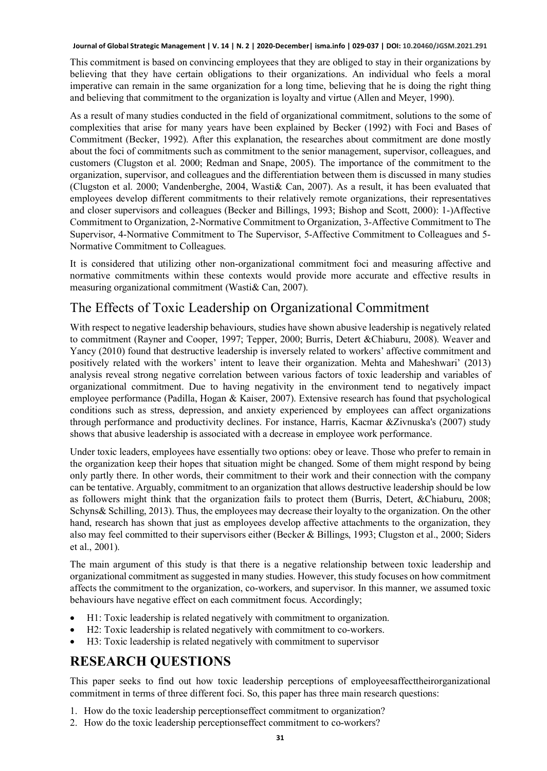This commitment is based on convincing employees that they are obliged to stay in their organizations by believing that they have certain obligations to their organizations. An individual who feels a moral imperative can remain in the same organization for a long time, believing that he is doing the right thing and believing that commitment to the organization is loyalty and virtue (Allen and Meyer, 1990).

As a result of many studies conducted in the field of organizational commitment, solutions to the some of complexities that arise for many years have been explained by Becker (1992) with Foci and Bases of Commitment (Becker, 1992). After this explanation, the researches about commitment are done mostly about the foci of commitments such as commitment to the senior management, supervisor, colleagues, and customers (Clugston et al. 2000; Redman and Snape, 2005). The importance of the commitment to the organization, supervisor, and colleagues and the differentiation between them is discussed in many studies (Clugston et al. 2000; Vandenberghe, 2004, Wasti& Can, 2007). As a result, it has been evaluated that employees develop different commitments to their relatively remote organizations, their representatives and closer supervisors and colleagues (Becker and Billings, 1993; Bishop and Scott, 2000): 1-)Affective Commitment to Organization, 2-Normative Commitment to Organization, 3-Affective Commitment to The Supervisor, 4-Normative Commitment to The Supervisor, 5-Affective Commitment to Colleagues and 5-Normative Commitment to Colleagues.

It is considered that utilizing other non-organizational commitment foci and measuring affective and normative commitments within these contexts would provide more accurate and effective results in measuring organizational commitment (Wasti& Can, 2007).

## The Effects of Toxic Leadership on Organizational Commitment

With respect to negative leadership behaviours, studies have shown abusive leadership is negatively related to commitment (Rayner and Cooper, 1997; Tepper, 2000; Burris, Detert &Chiaburu, 2008). Weaver and Yancy (2010) found that destructive leadership is inversely related to workers' affective commitment and positively related with the workers' intent to leave their organization. Mehta and Maheshwari' (2013) analysis reveal strong negative correlation between various factors of toxic leadership and variables of organizational commitment. Due to having negativity in the environment tend to negatively impact employee performance (Padilla, Hogan & Kaiser, 2007). Extensive research has found that psychological conditions such as stress, depression, and anxiety experienced by employees can affect organizations through performance and productivity declines. For instance, Harris, Kacmar &Zivnuska's (2007) study shows that abusive leadership is associated with a decrease in employee work performance.

Under toxic leaders, employees have essentially two options: obey or leave. Those who prefer to remain in the organization keep their hopes that situation might be changed. Some of them might respond by being only partly there. In other words, their commitment to their work and their connection with the company can be tentative. Arguably, commitment to an organization that allows destructive leadership should be low as followers might think that the organization fails to protect them (Burris, Detert, &Chiaburu, 2008; Schyns& Schilling, 2013). Thus, the employees may decrease their loyalty to the organization. On the other hand, research has shown that just as employees develop affective attachments to the organization, they also may feel committed to their supervisors either (Becker & Billings, 1993; Clugston et al., 2000; Siders et al., 2001).

The main argument of this study is that there is a negative relationship between toxic leadership and organizational commitment as suggested in many studies. However, this study focuses on how commitment affects the commitment to the organization, co-workers, and supervisor. In this manner, we assumed toxic behaviours have negative effect on each commitment focus. Accordingly;

- H1: Toxic leadership is related negatively with commitment to organization.
- H2: Toxic leadership is related negatively with commitment to co-workers.
- H3: Toxic leadership is related negatively with commitment to supervisor

# RESEARCH QUESTIONS

This paper seeks to find out how toxic leadership perceptions of employeesaffecttheirorganizational commitment in terms of three different foci. So, this paper has three main research questions:

1. How do the toxic leadership perceptionseffect commitment to organization?
2. How do the toxic leadership perceptionseffect commitment to co-workers?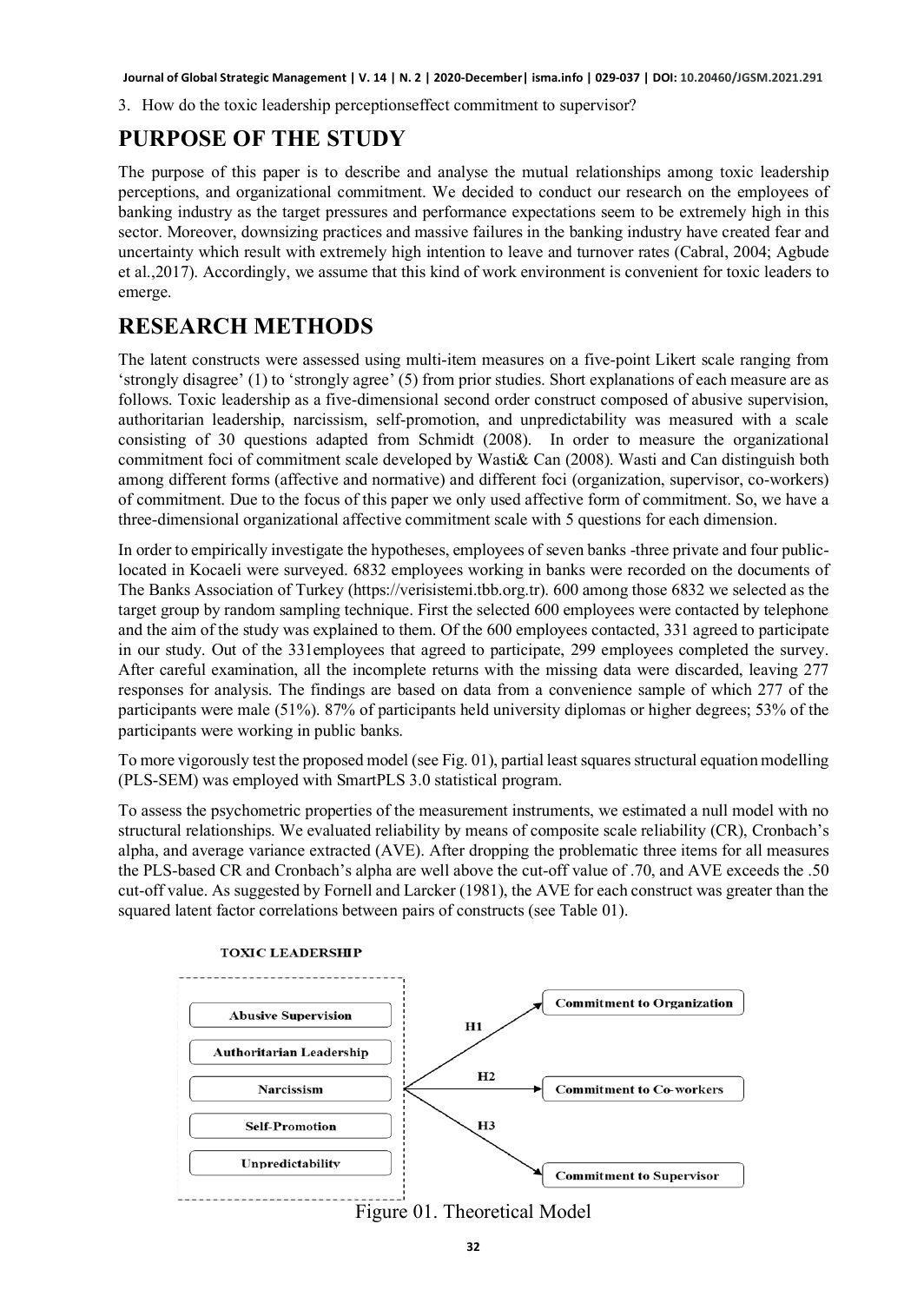3. How do the toxic leadership perceptionseffect commitment to supervisor?

# PURPOSE OF THE STUDY

The purpose of this paper is to describe and analyse the mutual relationships among toxic leadership perceptions, and organizational commitment. We decided to conduct our research on the employees of banking industry as the target pressures and performance expectations seem to be extremely high in this sector. Moreover, downsizing practices and massive failures in the banking industry have created fear and uncertainty which result with extremely high intention to leave and turnover rates (Cabral, 2004; Agbude et al.,2017). Accordingly, we assume that this kind of work environment is convenient for toxic leaders to emerge.

# RESEARCH METHODS

The latent constructs were assessed using multi-item measures on a five-point Likert scale ranging from 'strongly disagree' (1) to 'strongly agree' (5) from prior studies. Short explanations of each measure are as follows. Toxic leadership as a five-dimensional second order construct composed of abusive supervision, authoritarian leadership, narcissism, self-promotion, and unpredictability was measured with a scale consisting of 30 questions adapted from Schmidt (2008). In order to measure the organizational commitment foci of commitment scale developed by Wasti& Can (2008). Wasti and Can distinguish both among different forms (affective and normative) and different foci (organization, supervisor, co-workers) of commitment. Due to the focus of this paper we only used affective form of commitment. So, we have a three-dimensional organizational affective commitment scale with 5 questions for each dimension.

In order to empirically investigate the hypotheses, employees of seven banks -three private and four public- located in Kocaeli were surveyed. 6832 employees working in banks were recorded on the documents of The Banks Association of Turkey (https://verisistemi.tbb.org.tr). 600 among those 6832 we selected as the target group by random sampling technique. First the selected 600 employees were contacted by telephone and the aim of the study was explained to them. Of the 600 employees contacted, 331 agreed to participate in our study. Out of the 331employees that agreed to participate, 299 employees completed the survey. After careful examination, all the incomplete returns with the missing data were discarded, leaving 277 responses for analysis. The findings are based on data from a convenience sample of which 277 of the participants were male (51%). 87% of participants held university diplomas or higher degrees; 53% of the participants were working in public banks.

To more vigorously test the proposed model (see Fig. 01), partial least squares structural equation modelling (PLS-SEM) was employed with SmartPLS 3.0 statistical program.

To assess the psychometric properties of the measurement instruments, we estimated a null model with no structural relationships. We evaluated reliability by means of composite scale reliability (CR), Cronbach's alpha, and average variance extracted (AVE). After dropping the problematic three items for all measures the PLS-based CR and Cronbach's alpha are well above the cut-off value of .70, and AVE exceeds the .50 cut-off value. As suggested by Fornell and Larcker (1981), the AVE for each construct was greater than the squared latent factor correlations between pairs of constructs (see Table 01).

TOXIC LEADERSHIP

- Abusive Supervision
- Authoritarian Leadership
- Narcissism
- Self-Promotion
- Unpredictability

H1 → Commitment to Organization

H2 → Commitment to Co-workers

H3 → Commitment to Supervisor

Figure 01. Theoretical Model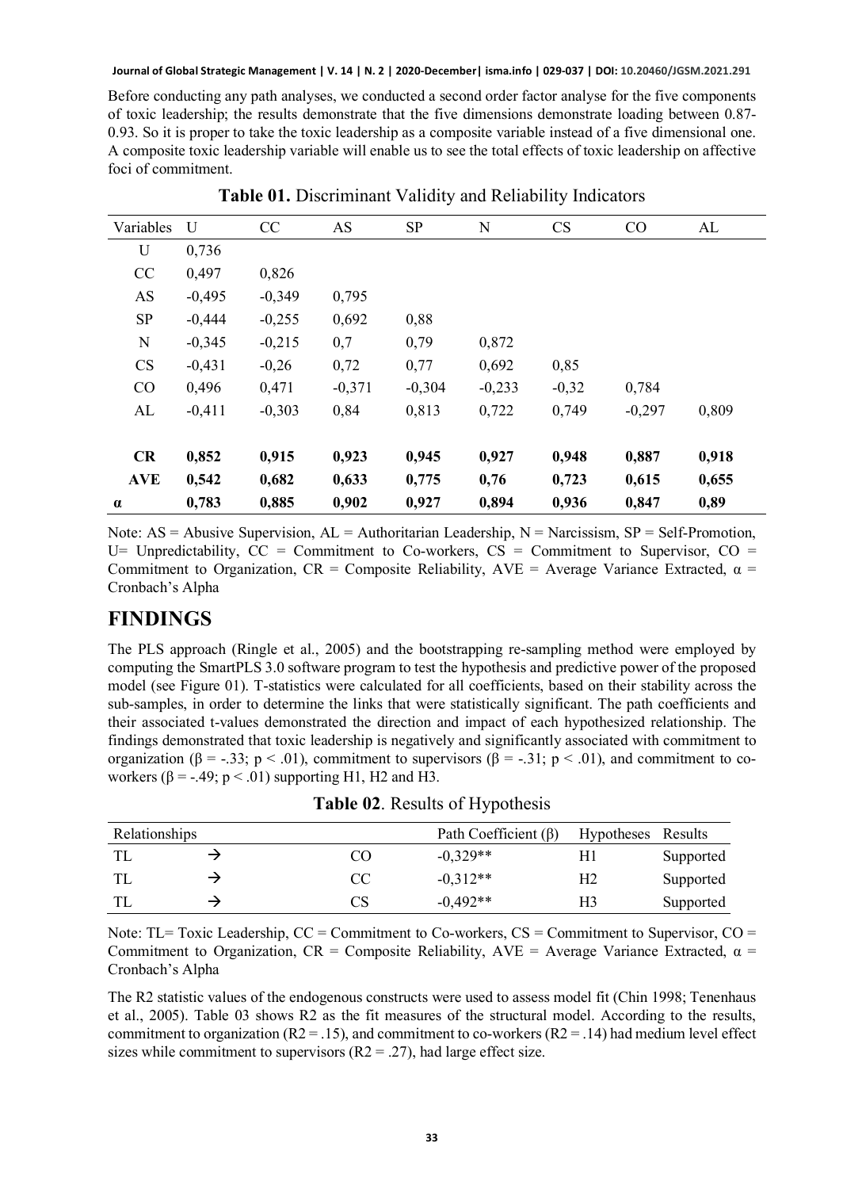Before conducting any path analyses, we conducted a second order factor analyse for the five components of toxic leadership; the results demonstrate that the five dimensions demonstrate loading between 0.87-0.93. So it is proper to take the toxic leadership as a composite variable instead of a five dimensional one. A composite toxic leadership variable will enable us to see the total effects of toxic leadership on affective foci of commitment.

**Table 01.** Discriminant Validity and Reliability Indicators

| Variables | U | CC | AS | SP | N | CS | CO | AL |
|---|---|---|---|---|---|---|---|---|
| U | 0,736 | | | | | | | |
| CC | 0,497 | 0,826 | | | | | | |
| AS | -0,495 | -0,349 | 0,795 | | | | | |
| SP | -0,444 | -0,255 | 0,692 | 0,88 | | | | |
| N | -0,345 | -0,215 | 0,7 | 0,79 | 0,872 | | | |
| CS | -0,431 | -0,26 | 0,72 | 0,77 | 0,692 | 0,85 | | |
| CO | 0,496 | 0,471 | -0,371 | -0,304 | -0,233 | -0,32 | 0,784 | |
| AL | -0,411 | -0,303 | 0,84 | 0,813 | 0,722 | 0,749 | -0,297 | 0,809 |
| **CR** | **0,852** | **0,915** | **0,923** | **0,945** | **0,927** | **0,948** | **0,887** | **0,918** |
| **AVE** | **0,542** | **0,682** | **0,633** | **0,775** | **0,76** | **0,723** | **0,615** | **0,655** |
| **α** | **0,783** | **0,885** | **0,902** | **0,927** | **0,894** | **0,936** | **0,847** | **0,89** |

Note: AS = Abusive Supervision, AL = Authoritarian Leadership, N = Narcissism, SP = Self-Promotion, U= Unpredictability, CC = Commitment to Co-workers, CS = Commitment to Supervisor, CO = Commitment to Organization, CR = Composite Reliability, AVE = Average Variance Extracted, α = Cronbach's Alpha

# FINDINGS

The PLS approach (Ringle et al., 2005) and the bootstrapping re-sampling method were employed by computing the SmartPLS 3.0 software program to test the hypothesis and predictive power of the proposed model (see Figure 01). T-statistics were calculated for all coefficients, based on their stability across the sub-samples, in order to determine the links that were statistically significant. The path coefficients and their associated t-values demonstrated the direction and impact of each hypothesized relationship. The findings demonstrated that toxic leadership is negatively and significantly associated with commitment to organization ($\beta = -.33$; $p < .01$), commitment to supervisors ($\beta = -.31$; $p < .01$), and commitment to co-workers ($\beta = -.49$; $p < .01$) supporting H1, H2 and H3.

**Table 02**. Results of Hypothesis

| Relationships | | | Path Coefficient (β) | Hypotheses | Results |
|---|---|---|---|---|---|
| TL | → | CO | -0,329** | H1 | Supported |
| TL | → | CC | -0,312** | H2 | Supported |
| TL | → | CS | -0,492** | H3 | Supported |

Note: TL= Toxic Leadership, CC = Commitment to Co-workers, CS = Commitment to Supervisor, CO = Commitment to Organization, CR = Composite Reliability, AVE = Average Variance Extracted, α = Cronbach's Alpha

The R2 statistic values of the endogenous constructs were used to assess model fit (Chin 1998; Tenenhaus et al., 2005). Table 03 shows R2 as the fit measures of the structural model. According to the results, commitment to organization ($R^2 = .15$), and commitment to co-workers ($R^2 = .14$) had medium level effect sizes while commitment to supervisors ($R^2 = .27$), had large effect size.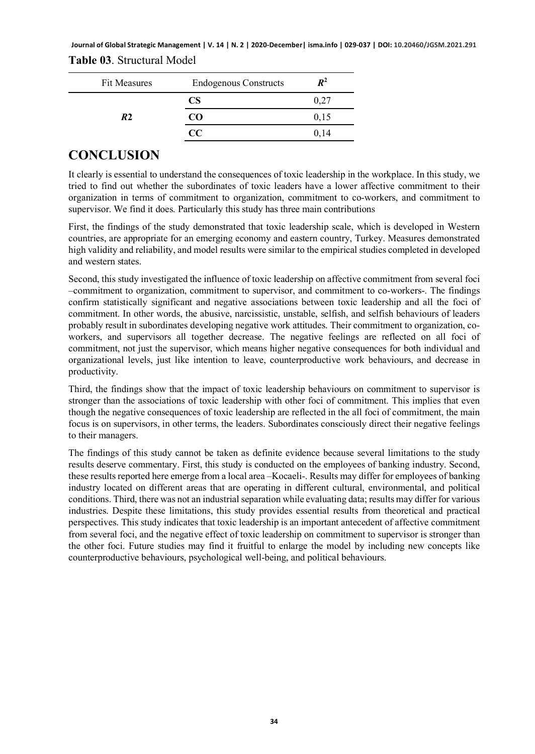**Table 03**. Structural Model

| Fit Measures | Endogenous Constructs | $R^2$ |
|---|---|---|
| *R2* | **CS** | 0,27 |
| | **CO** | 0,15 |
| | **CC** | 0,14 |

# CONCLUSION

It clearly is essential to understand the consequences of toxic leadership in the workplace. In this study, we tried to find out whether the subordinates of toxic leaders have a lower affective commitment to their organization in terms of commitment to organization, commitment to co-workers, and commitment to supervisor. We find it does. Particularly this study has three main contributions

First, the findings of the study demonstrated that toxic leadership scale, which is developed in Western countries, are appropriate for an emerging economy and eastern country, Turkey. Measures demonstrated high validity and reliability, and model results were similar to the empirical studies completed in developed and western states.

Second, this study investigated the influence of toxic leadership on affective commitment from several foci –commitment to organization, commitment to supervisor, and commitment to co-workers-. The findings confirm statistically significant and negative associations between toxic leadership and all the foci of commitment. In other words, the abusive, narcissistic, unstable, selfish, and selfish behaviours of leaders probably result in subordinates developing negative work attitudes. Their commitment to organization, co-workers, and supervisors all together decrease. The negative feelings are reflected on all foci of commitment, not just the supervisor, which means higher negative consequences for both individual and organizational levels, just like intention to leave, counterproductive work behaviours, and decrease in productivity.

Third, the findings show that the impact of toxic leadership behaviours on commitment to supervisor is stronger than the associations of toxic leadership with other foci of commitment. This implies that even though the negative consequences of toxic leadership are reflected in the all foci of commitment, the main focus is on supervisors, in other terms, the leaders. Subordinates consciously direct their negative feelings to their managers.

The findings of this study cannot be taken as definite evidence because several limitations to the study results deserve commentary. First, this study is conducted on the employees of banking industry. Second, these results reported here emerge from a local area –Kocaeli-. Results may differ for employees of banking industry located on different areas that are operating in different cultural, environmental, and political conditions. Third, there was not an industrial separation while evaluating data; results may differ for various industries. Despite these limitations, this study provides essential results from theoretical and practical perspectives. This study indicates that toxic leadership is an important antecedent of affective commitment from several foci, and the negative effect of toxic leadership on commitment to supervisor is stronger than the other foci. Future studies may find it fruitful to enlarge the model by including new concepts like counterproductive behaviours, psychological well-being, and political behaviours.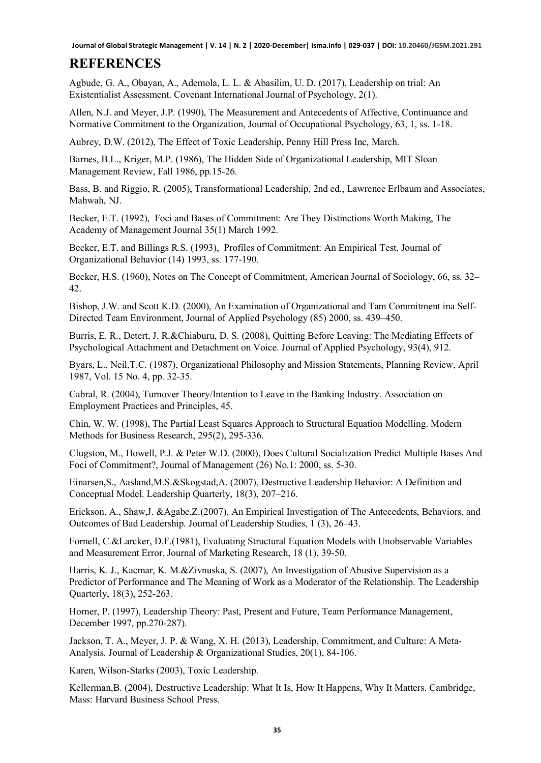# REFERENCES

Agbude, G. A., Obayan, A., Ademola, L. L. & Abasilim, U. D. (2017), Leadership on trial: An Existentialist Assessment. Covenant International Journal of Psychology, 2(1).

Allen, N.J. and Meyer, J.P. (1990), The Measurement and Antecedents of Affective, Continuance and Normative Commitment to the Organization, Journal of Occupational Psychology, 63, 1, ss. 1-18.

Aubrey, D.W. (2012), The Effect of Toxic Leadership, Penny Hill Press Inc, March.

Barnes, B.L., Kriger, M.P. (1986), The Hidden Side of Organizational Leadership, MIT Sloan Management Review, Fall 1986, pp.15-26.

Bass, B. and Riggio, R. (2005), Transformational Leadership, 2nd ed., Lawrence Erlbaum and Associates, Mahwah, NJ.

Becker, E.T. (1992), Foci and Bases of Commitment: Are They Distinctions Worth Making, The Academy of Management Journal 35(1) March 1992.

Becker, E.T. and Billings R.S. (1993), Profiles of Commitment: An Empirical Test, Journal of Organizational Behavior (14) 1993, ss. 177-190.

Becker, H.S. (1960), Notes on The Concept of Commitment, American Journal of Sociology, 66, ss. 32–42.

Bishop, J.W. and Scott K.D. (2000), An Examination of Organizational and Tam Commitment ina Self-Directed Team Environment, Journal of Applied Psychology (85) 2000, ss. 439–450.

Burris, E. R., Detert, J. R.&Chiaburu, D. S. (2008), Quitting Before Leaving: The Mediating Effects of Psychological Attachment and Detachment on Voice. Journal of Applied Psychology, 93(4), 912.

Byars, L., Neil,T.C. (1987), Organizational Philosophy and Mission Statements, Planning Review, April 1987, Vol. 15 No. 4, pp. 32-35.

Cabral, R. (2004), Turnover Theory/Intention to Leave in the Banking Industry. Association on Employment Practices and Principles, 45.

Chin, W. W. (1998), The Partial Least Squares Approach to Structural Equation Modelling. Modern Methods for Business Research, 295(2), 295-336.

Clugston, M., Howell, P.J. & Peter W.D. (2000), Does Cultural Socialization Predict Multiple Bases And Foci of Commitment?, Journal of Management (26) No.1: 2000, ss. 5-30.

Einarsen,S., Aasland,M.S.&Skogstad,A. (2007), Destructive Leadership Behavior: A Definition and Conceptual Model. Leadership Quarterly, 18(3), 207–216.

Erickson, A., Shaw,J. &Agabe,Z.(2007), An Empirical Investigation of The Antecedents, Behaviors, and Outcomes of Bad Leadership. Journal of Leadership Studies, 1 (3), 26–43.

Fornell, C.&Larcker, D.F.(1981), Evaluating Structural Equation Models with Unobservable Variables and Measurement Error. Journal of Marketing Research, 18 (1), 39-50.

Harris, K. J., Kacmar, K. M.&Zivnuska, S. (2007), An Investigation of Abusive Supervision as a Predictor of Performance and The Meaning of Work as a Moderator of the Relationship. The Leadership Quarterly, 18(3), 252-263.

Horner, P. (1997), Leadership Theory: Past, Present and Future, Team Performance Management, December 1997, pp.270-287).

Jackson, T. A., Meyer, J. P. & Wang, X. H. (2013), Leadership, Commitment, and Culture: A Meta-Analysis. Journal of Leadership & Organizational Studies, 20(1), 84-106.

Karen, Wilson-Starks (2003), Toxic Leadership.

Kellerman,B. (2004), Destructive Leadership: What It Is, How It Happens, Why It Matters. Cambridge, Mass: Harvard Business School Press.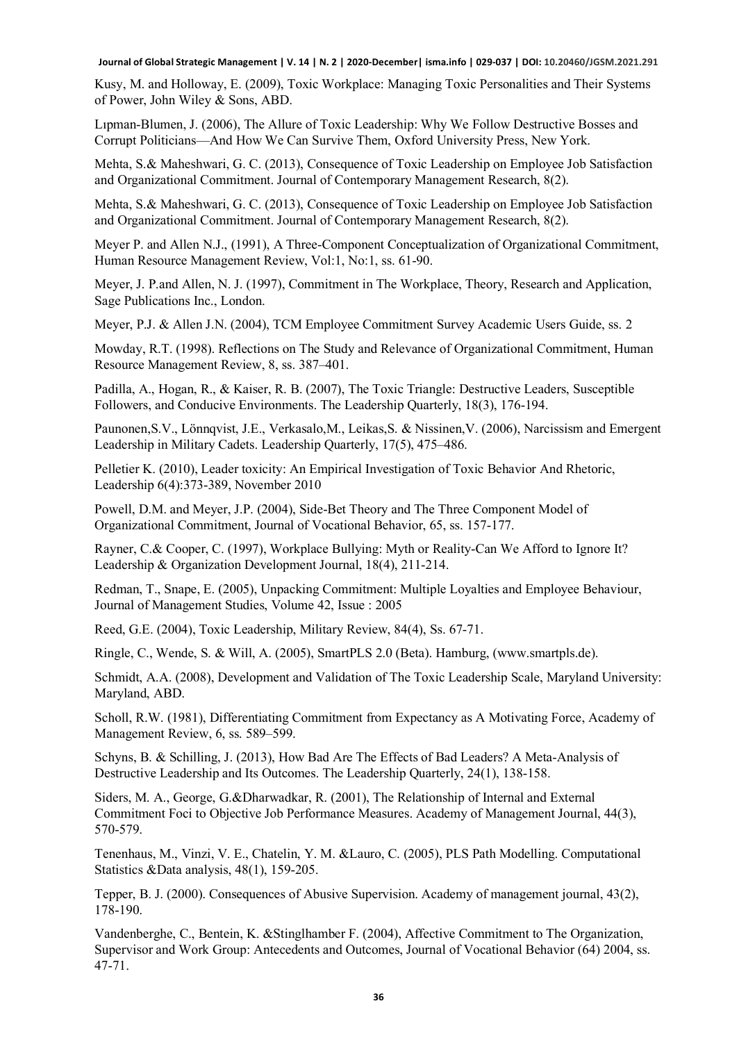Kusy, M. and Holloway, E. (2009), Toxic Workplace: Managing Toxic Personalities and Their Systems of Power, John Wiley & Sons, ABD.

Lıpman-Blumen, J. (2006), The Allure of Toxic Leadership: Why We Follow Destructive Bosses and Corrupt Politicians—And How We Can Survive Them, Oxford University Press, New York.

Mehta, S.& Maheshwari, G. C. (2013), Consequence of Toxic Leadership on Employee Job Satisfaction and Organizational Commitment. Journal of Contemporary Management Research, 8(2).

Mehta, S.& Maheshwari, G. C. (2013), Consequence of Toxic Leadership on Employee Job Satisfaction and Organizational Commitment. Journal of Contemporary Management Research, 8(2).

Meyer P. and Allen N.J., (1991), A Three-Component Conceptualization of Organizational Commitment, Human Resource Management Review, Vol:1, No:1, ss. 61-90.

Meyer, J. P.and Allen, N. J. (1997), Commitment in The Workplace, Theory, Research and Application, Sage Publications Inc., London.

Meyer, P.J. & Allen J.N. (2004), TCM Employee Commitment Survey Academic Users Guide, ss. 2

Mowday, R.T. (1998). Reflections on The Study and Relevance of Organizational Commitment, Human Resource Management Review, 8, ss. 387–401.

Padilla, A., Hogan, R., & Kaiser, R. B. (2007), The Toxic Triangle: Destructive Leaders, Susceptible Followers, and Conducive Environments. The Leadership Quarterly, 18(3), 176-194.

Paunonen,S.V., Lönnqvist, J.E., Verkasalo,M., Leikas,S. & Nissinen,V. (2006), Narcissism and Emergent Leadership in Military Cadets. Leadership Quarterly, 17(5), 475–486.

Pelletier K. (2010), Leader toxicity: An Empirical Investigation of Toxic Behavior And Rhetoric, Leadership 6(4):373-389, November 2010

Powell, D.M. and Meyer, J.P. (2004), Side-Bet Theory and The Three Component Model of Organizational Commitment, Journal of Vocational Behavior, 65, ss. 157-177.

Rayner, C.& Cooper, C. (1997), Workplace Bullying: Myth or Reality-Can We Afford to Ignore It? Leadership & Organization Development Journal, 18(4), 211-214.

Redman, T., Snape, E. (2005), Unpacking Commitment: Multiple Loyalties and Employee Behaviour, Journal of Management Studies, Volume 42, Issue : 2005

Reed, G.E. (2004), Toxic Leadership, Military Review, 84(4), Ss. 67-71.

Ringle, C., Wende, S. & Will, A. (2005), SmartPLS 2.0 (Beta). Hamburg, (www.smartpls.de).

Schmidt, A.A. (2008), Development and Validation of The Toxic Leadership Scale, Maryland University: Maryland, ABD.

Scholl, R.W. (1981), Differentiating Commitment from Expectancy as A Motivating Force, Academy of Management Review, 6, ss. 589–599.

Schyns, B. & Schilling, J. (2013), How Bad Are The Effects of Bad Leaders? A Meta-Analysis of Destructive Leadership and Its Outcomes. The Leadership Quarterly, 24(1), 138-158.

Siders, M. A., George, G.&Dharwadkar, R. (2001), The Relationship of Internal and External Commitment Foci to Objective Job Performance Measures. Academy of Management Journal, 44(3), 570-579.

Tenenhaus, M., Vinzi, V. E., Chatelin, Y. M. &Lauro, C. (2005), PLS Path Modelling. Computational Statistics &Data analysis, 48(1), 159-205.

Tepper, B. J. (2000). Consequences of Abusive Supervision. Academy of management journal, 43(2), 178-190.

Vandenberghe, C., Bentein, K. &Stinglhamber F. (2004), Affective Commitment to The Organization, Supervisor and Work Group: Antecedents and Outcomes, Journal of Vocational Behavior (64) 2004, ss. 47-71.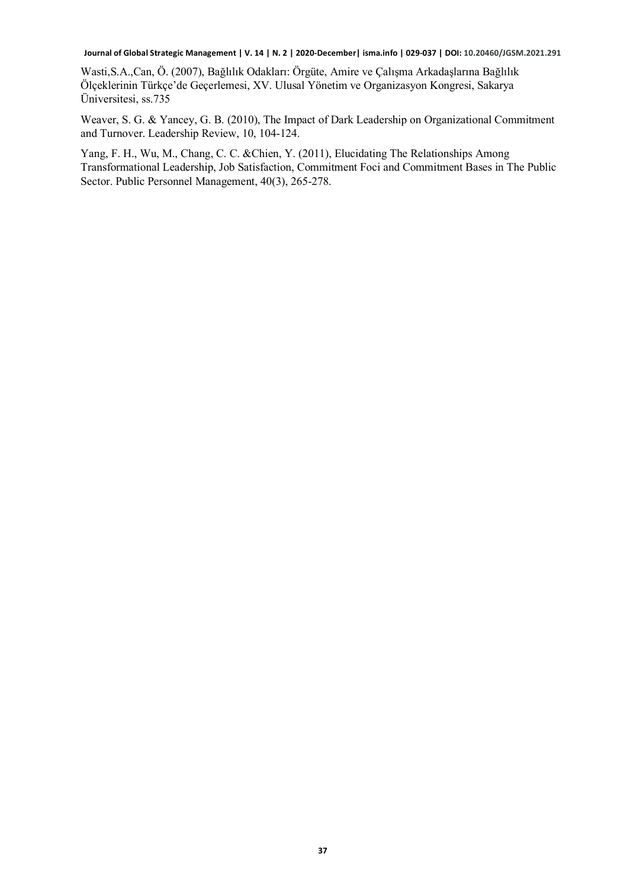Wasti,S.A.,Can, Ö. (2007), Bağlılık Odakları: Örgüte, Amire ve Çalışma Arkadaşlarına Bağlılık Ölçeklerinin Türkçe'de Geçerlemesi, XV. Ulusal Yönetim ve Organizasyon Kongresi, Sakarya Üniversitesi, ss.735

Weaver, S. G. & Yancey, G. B. (2010), The Impact of Dark Leadership on Organizational Commitment and Turnover. Leadership Review, 10, 104-124.

Yang, F. H., Wu, M., Chang, C. C. &Chien, Y. (2011), Elucidating The Relationships Among Transformational Leadership, Job Satisfaction, Commitment Foci and Commitment Bases in The Public Sector. Public Personnel Management, 40(3), 265-278.